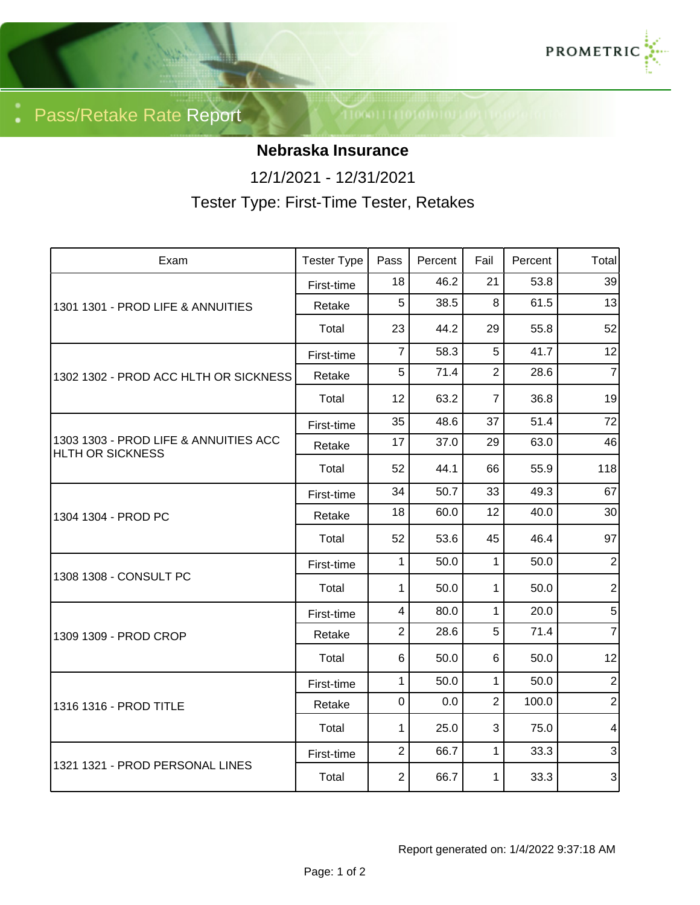# Pass/Retake Rate Report

## Nebraska Insurance

12/1/2021 - 12/31/2021

Tester Type: First-Time Tester, Retakes

| Exam | Tester Type | Pass | Percent | Fail | Percent | Total |
|---|---|---|---|---|---|---|
| 1301 1301 - PROD LIFE & ANNUITIES | First-time | 18 | 46.2 | 21 | 53.8 | 39 |
| | Retake | 5 | 38.5 | 8 | 61.5 | 13 |
| | Total | 23 | 44.2 | 29 | 55.8 | 52 |
| 1302 1302 - PROD ACC HLTH OR SICKNESS | First-time | 7 | 58.3 | 5 | 41.7 | 12 |
| | Retake | 5 | 71.4 | 2 | 28.6 | 7 |
| | Total | 12 | 63.2 | 7 | 36.8 | 19 |
| 1303 1303 - PROD LIFE & ANNUITIES ACC HLTH OR SICKNESS | First-time | 35 | 48.6 | 37 | 51.4 | 72 |
| | Retake | 17 | 37.0 | 29 | 63.0 | 46 |
| | Total | 52 | 44.1 | 66 | 55.9 | 118 |
| 1304 1304 - PROD PC | First-time | 34 | 50.7 | 33 | 49.3 | 67 |
| | Retake | 18 | 60.0 | 12 | 40.0 | 30 |
| | Total | 52 | 53.6 | 45 | 46.4 | 97 |
| 1308 1308 - CONSULT PC | First-time | 1 | 50.0 | 1 | 50.0 | 2 |
| | Total | 1 | 50.0 | 1 | 50.0 | 2 |
| 1309 1309 - PROD CROP | First-time | 4 | 80.0 | 1 | 20.0 | 5 |
| | Retake | 2 | 28.6 | 5 | 71.4 | 7 |
| | Total | 6 | 50.0 | 6 | 50.0 | 12 |
| 1316 1316 - PROD TITLE | First-time | 1 | 50.0 | 1 | 50.0 | 2 |
| | Retake | 0 | 0.0 | 2 | 100.0 | 2 |
| | Total | 1 | 25.0 | 3 | 75.0 | 4 |
| 1321 1321 - PROD PERSONAL LINES | First-time | 2 | 66.7 | 1 | 33.3 | 3 |
| | Total | 2 | 66.7 | 1 | 33.3 | 3 |

Report generated on: 1/4/2022 9:37:18 AM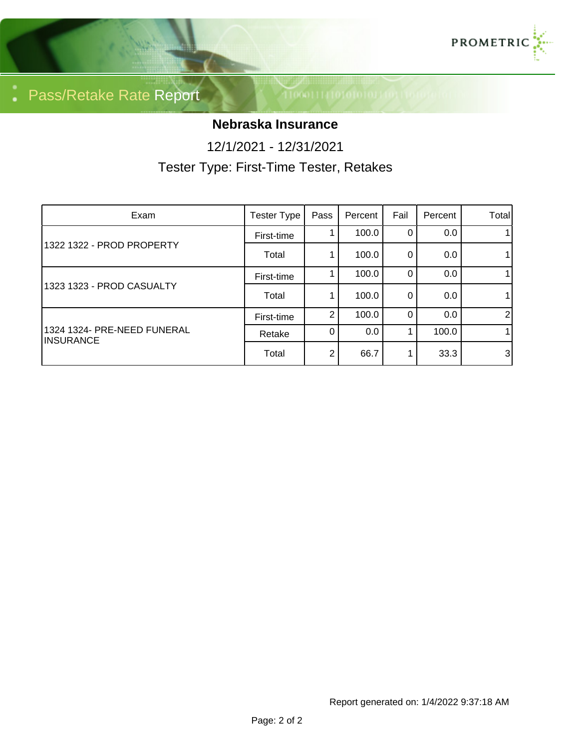# Pass/Retake Rate Report

**Nebraska Insurance**

12/1/2021 - 12/31/2021

Tester Type: First-Time Tester, Retakes

| Exam | Tester Type | Pass | Percent | Fail | Percent | Total |
|---|---|---|---|---|---|---|
| 1322 1322 - PROD PROPERTY | First-time | 1 | 100.0 | 0 | 0.0 | 1 |
| | Total | 1 | 100.0 | 0 | 0.0 | 1 |
| 1323 1323 - PROD CASUALTY | First-time | 1 | 100.0 | 0 | 0.0 | 1 |
| | Total | 1 | 100.0 | 0 | 0.0 | 1 |
| 1324 1324- PRE-NEED FUNERAL INSURANCE | First-time | 2 | 100.0 | 0 | 0.0 | 2 |
| | Retake | 0 | 0.0 | 1 | 100.0 | 1 |
| | Total | 2 | 66.7 | 1 | 33.3 | 3 |

Report generated on: 1/4/2022 9:37:18 AM